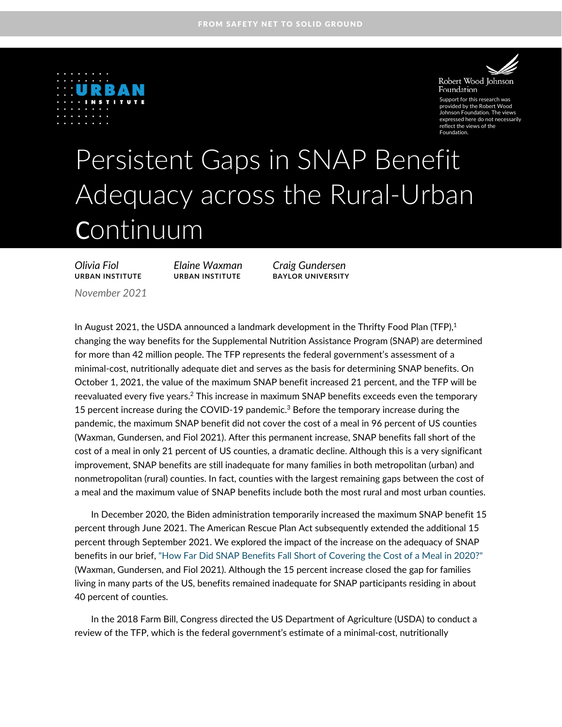FROM SAFETY NET TO SOLID GROUND

URBAN INSTITUTE

Robert Wood Johnson Foundation

Support for this research was provided by the Robert Wood Johnson Foundation. The views expressed here do not necessarily reflect the views of the Foundation.

# Persistent Gaps in SNAP Benefit Adequacy across the Rural-Urban Continuum

*Olivia Fiol*
**URBAN INSTITUTE**

*Elaine Waxman*
**URBAN INSTITUTE**

*Craig Gundersen*
**BAYLOR UNIVERSITY**

*November 2021*

In August 2021, the USDA announced a landmark development in the Thrifty Food Plan (TFP),[1] changing the way benefits for the Supplemental Nutrition Assistance Program (SNAP) are determined for more than 42 million people. The TFP represents the federal government's assessment of a minimal-cost, nutritionally adequate diet and serves as the basis for determining SNAP benefits. On October 1, 2021, the value of the maximum SNAP benefit increased 21 percent, and the TFP will be reevaluated every five years.[2] This increase in maximum SNAP benefits exceeds even the temporary 15 percent increase during the COVID-19 pandemic.[3] Before the temporary increase during the pandemic, the maximum SNAP benefit did not cover the cost of a meal in 96 percent of US counties (Waxman, Gundersen, and Fiol 2021). After this permanent increase, SNAP benefits fall short of the cost of a meal in only 21 percent of US counties, a dramatic decline. Although this is a very significant improvement, SNAP benefits are still inadequate for many families in both metropolitan (urban) and nonmetropolitan (rural) counties. In fact, counties with the largest remaining gaps between the cost of a meal and the maximum value of SNAP benefits include both the most rural and most urban counties.

In December 2020, the Biden administration temporarily increased the maximum SNAP benefit 15 percent through June 2021. The American Rescue Plan Act subsequently extended the additional 15 percent through September 2021. We explored the impact of the increase on the adequacy of SNAP benefits in our brief, "How Far Did SNAP Benefits Fall Short of Covering the Cost of a Meal in 2020?" (Waxman, Gundersen, and Fiol 2021). Although the 15 percent increase closed the gap for families living in many parts of the US, benefits remained inadequate for SNAP participants residing in about 40 percent of counties.

In the 2018 Farm Bill, Congress directed the US Department of Agriculture (USDA) to conduct a review of the TFP, which is the federal government's estimate of a minimal-cost, nutritionally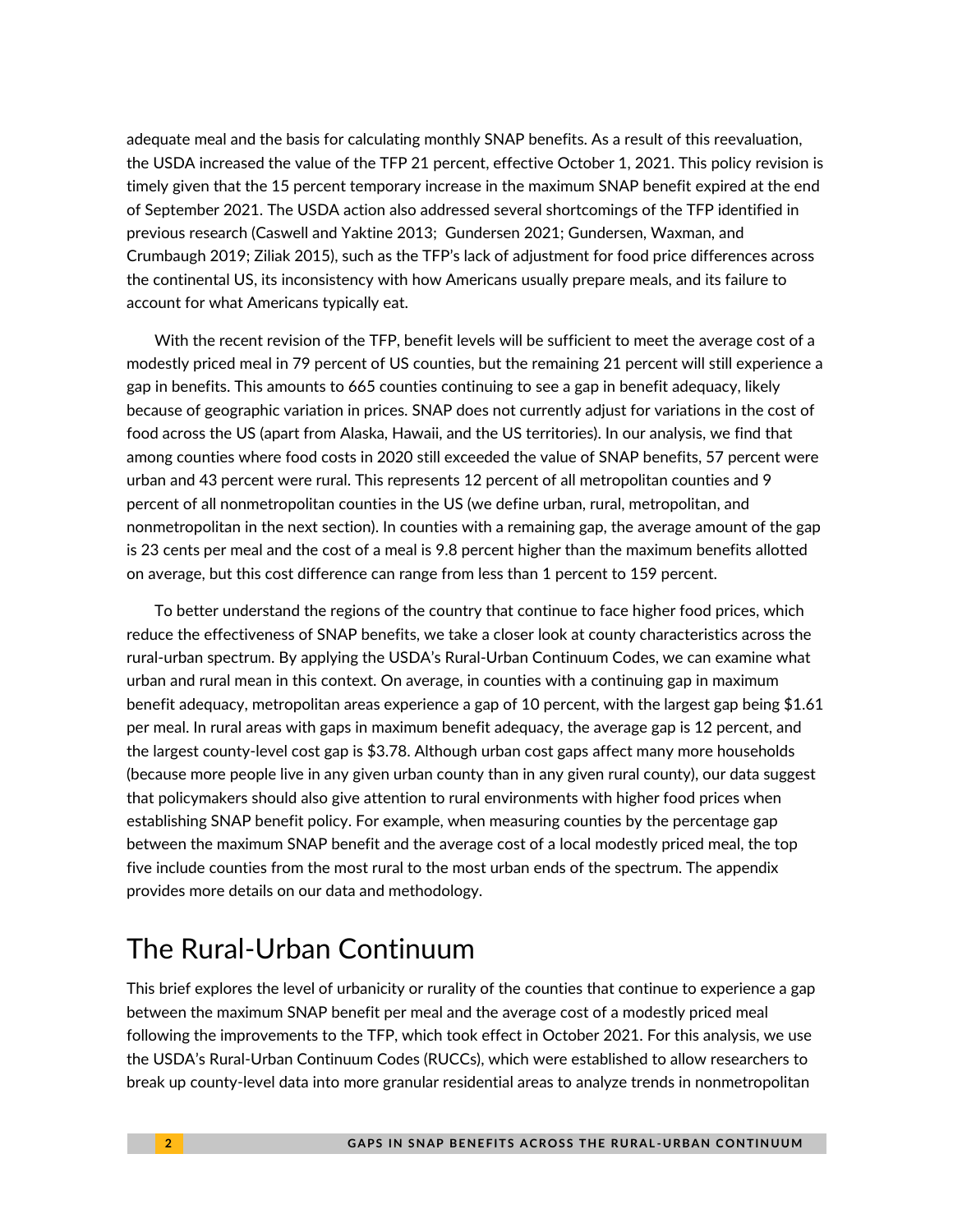adequate meal and the basis for calculating monthly SNAP benefits. As a result of this reevaluation, the USDA increased the value of the TFP 21 percent, effective October 1, 2021. This policy revision is timely given that the 15 percent temporary increase in the maximum SNAP benefit expired at the end of September 2021. The USDA action also addressed several shortcomings of the TFP identified in previous research (Caswell and Yaktine 2013; Gundersen 2021; Gundersen, Waxman, and Crumbaugh 2019; Ziliak 2015), such as the TFP's lack of adjustment for food price differences across the continental US, its inconsistency with how Americans usually prepare meals, and its failure to account for what Americans typically eat.

With the recent revision of the TFP, benefit levels will be sufficient to meet the average cost of a modestly priced meal in 79 percent of US counties, but the remaining 21 percent will still experience a gap in benefits. This amounts to 665 counties continuing to see a gap in benefit adequacy, likely because of geographic variation in prices. SNAP does not currently adjust for variations in the cost of food across the US (apart from Alaska, Hawaii, and the US territories). In our analysis, we find that among counties where food costs in 2020 still exceeded the value of SNAP benefits, 57 percent were urban and 43 percent were rural. This represents 12 percent of all metropolitan counties and 9 percent of all nonmetropolitan counties in the US (we define urban, rural, metropolitan, and nonmetropolitan in the next section). In counties with a remaining gap, the average amount of the gap is 23 cents per meal and the cost of a meal is 9.8 percent higher than the maximum benefits allotted on average, but this cost difference can range from less than 1 percent to 159 percent.

To better understand the regions of the country that continue to face higher food prices, which reduce the effectiveness of SNAP benefits, we take a closer look at county characteristics across the rural-urban spectrum. By applying the USDA's Rural-Urban Continuum Codes, we can examine what urban and rural mean in this context. On average, in counties with a continuing gap in maximum benefit adequacy, metropolitan areas experience a gap of 10 percent, with the largest gap being $1.61 per meal. In rural areas with gaps in maximum benefit adequacy, the average gap is 12 percent, and the largest county-level cost gap is $3.78. Although urban cost gaps affect many more households (because more people live in any given urban county than in any given rural county), our data suggest that policymakers should also give attention to rural environments with higher food prices when establishing SNAP benefit policy. For example, when measuring counties by the percentage gap between the maximum SNAP benefit and the average cost of a local modestly priced meal, the top five include counties from the most rural to the most urban ends of the spectrum. The appendix provides more details on our data and methodology.

# The Rural-Urban Continuum

This brief explores the level of urbanicity or rurality of the counties that continue to experience a gap between the maximum SNAP benefit per meal and the average cost of a modestly priced meal following the improvements to the TFP, which took effect in October 2021. For this analysis, we use the USDA's Rural-Urban Continuum Codes (RUCCs), which were established to allow researchers to break up county-level data into more granular residential areas to analyze trends in nonmetropolitan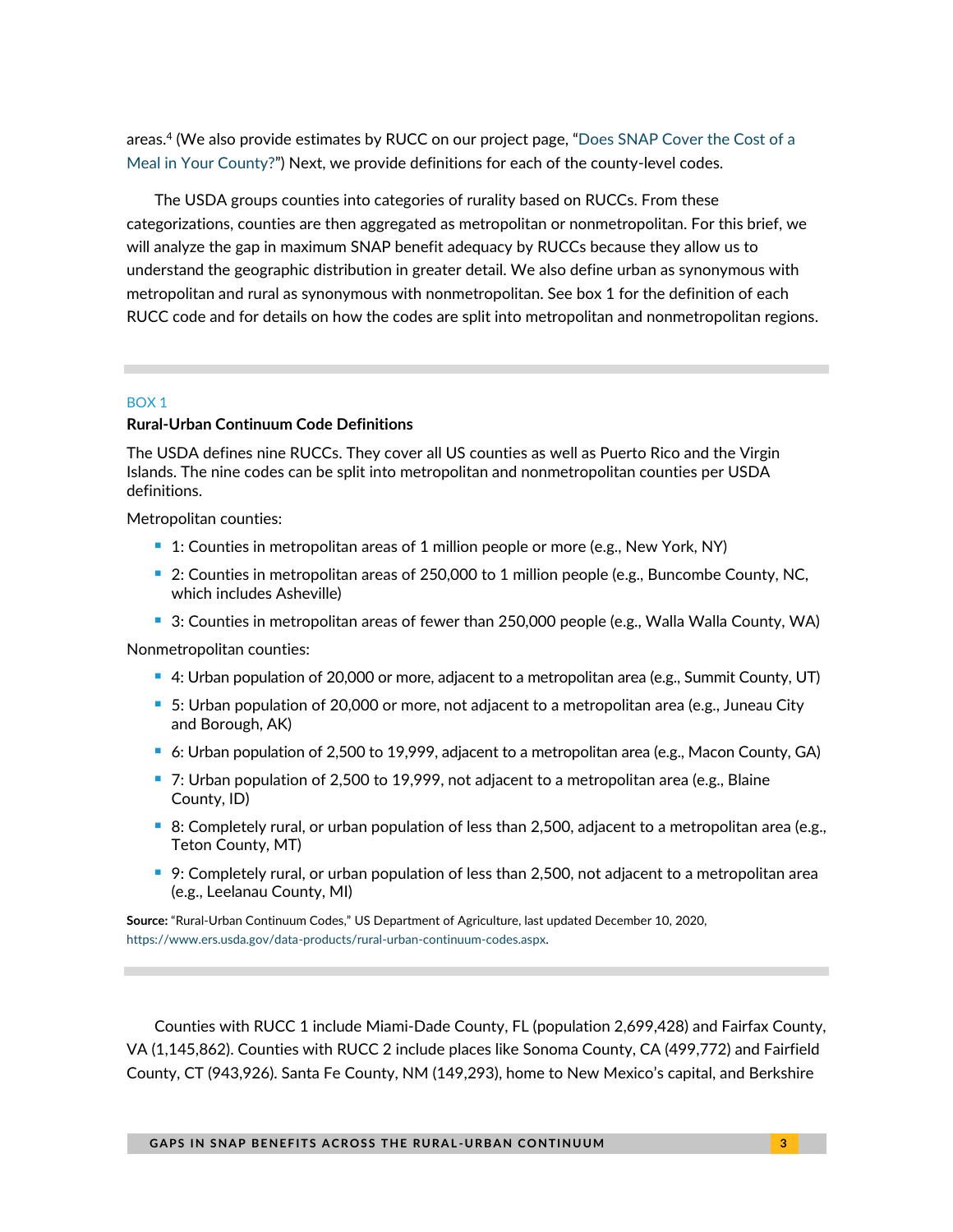areas.[4] (We also provide estimates by RUCC on our project page, "Does SNAP Cover the Cost of a Meal in Your County?") Next, we provide definitions for each of the county-level codes.

The USDA groups counties into categories of rurality based on RUCCs. From these categorizations, counties are then aggregated as metropolitan or nonmetropolitan. For this brief, we will analyze the gap in maximum SNAP benefit adequacy by RUCCs because they allow us to understand the geographic distribution in greater detail. We also define urban as synonymous with metropolitan and rural as synonymous with nonmetropolitan. See box 1 for the definition of each RUCC code and for details on how the codes are split into metropolitan and nonmetropolitan regions.

---

BOX 1

**Rural-Urban Continuum Code Definitions**

The USDA defines nine RUCCs. They cover all US counties as well as Puerto Rico and the Virgin Islands. The nine codes can be split into metropolitan and nonmetropolitan counties per USDA definitions.

Metropolitan counties:

- 1: Counties in metropolitan areas of 1 million people or more (e.g., New York, NY)
- 2: Counties in metropolitan areas of 250,000 to 1 million people (e.g., Buncombe County, NC, which includes Asheville)
- 3: Counties in metropolitan areas of fewer than 250,000 people (e.g., Walla Walla County, WA)

Nonmetropolitan counties:

- 4: Urban population of 20,000 or more, adjacent to a metropolitan area (e.g., Summit County, UT)
- 5: Urban population of 20,000 or more, not adjacent to a metropolitan area (e.g., Juneau City and Borough, AK)
- 6: Urban population of 2,500 to 19,999, adjacent to a metropolitan area (e.g., Macon County, GA)
- 7: Urban population of 2,500 to 19,999, not adjacent to a metropolitan area (e.g., Blaine County, ID)
- 8: Completely rural, or urban population of less than 2,500, adjacent to a metropolitan area (e.g., Teton County, MT)
- 9: Completely rural, or urban population of less than 2,500, not adjacent to a metropolitan area (e.g., Leelanau County, MI)

**Source:** "Rural-Urban Continuum Codes," US Department of Agriculture, last updated December 10, 2020, https://www.ers.usda.gov/data-products/rural-urban-continuum-codes.aspx.

---

Counties with RUCC 1 include Miami-Dade County, FL (population 2,699,428) and Fairfax County, VA (1,145,862). Counties with RUCC 2 include places like Sonoma County, CA (499,772) and Fairfield County, CT (943,926). Santa Fe County, NM (149,293), home to New Mexico's capital, and Berkshire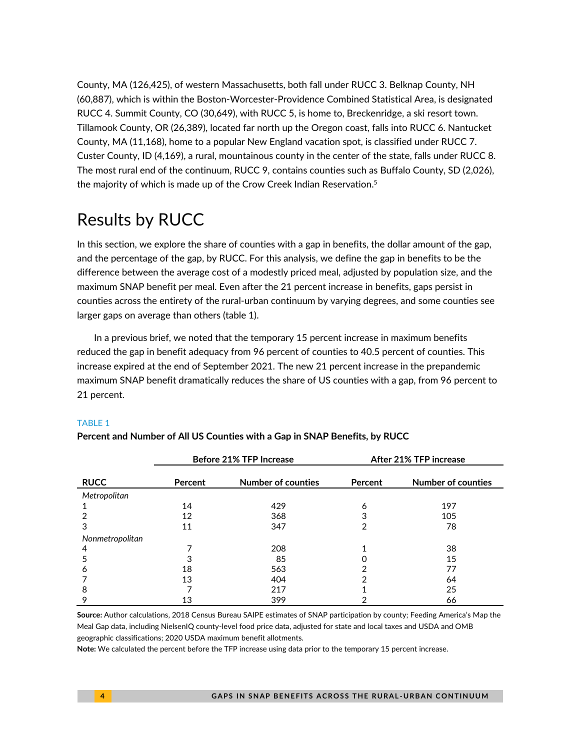County, MA (126,425), of western Massachusetts, both fall under RUCC 3. Belknap County, NH (60,887), which is within the Boston-Worcester-Providence Combined Statistical Area, is designated RUCC 4. Summit County, CO (30,649), with RUCC 5, is home to, Breckenridge, a ski resort town. Tillamook County, OR (26,389), located far north up the Oregon coast, falls into RUCC 6. Nantucket County, MA (11,168), home to a popular New England vacation spot, is classified under RUCC 7. Custer County, ID (4,169), a rural, mountainous county in the center of the state, falls under RUCC 8. The most rural end of the continuum, RUCC 9, contains counties such as Buffalo County, SD (2,026), the majority of which is made up of the Crow Creek Indian Reservation.[5]

# Results by RUCC

In this section, we explore the share of counties with a gap in benefits, the dollar amount of the gap, and the percentage of the gap, by RUCC. For this analysis, we define the gap in benefits to be the difference between the average cost of a modestly priced meal, adjusted by population size, and the maximum SNAP benefit per meal. Even after the 21 percent increase in benefits, gaps persist in counties across the entirety of the rural-urban continuum by varying degrees, and some counties see larger gaps on average than others (table 1).

In a previous brief, we noted that the temporary 15 percent increase in maximum benefits reduced the gap in benefit adequacy from 96 percent of counties to 40.5 percent of counties. This increase expired at the end of September 2021. The new 21 percent increase in the prepandemic maximum SNAP benefit dramatically reduces the share of US counties with a gap, from 96 percent to 21 percent.

TABLE 1

**Percent and Number of All US Counties with a Gap in SNAP Benefits, by RUCC**

| | Before 21% TFP Increase | | After 21% TFP increase | |
|---|---|---|---|---|
| **RUCC** | **Percent** | **Number of counties** | **Percent** | **Number of counties** |
| *Metropolitan* | | | | |
| 1 | 14 | 429 | 6 | 197 |
| 2 | 12 | 368 | 3 | 105 |
| 3 | 11 | 347 | 2 | 78 |
| *Nonmetropolitan* | | | | |
| 4 | 7 | 208 | 1 | 38 |
| 5 | 3 | 85 | 0 | 15 |
| 6 | 18 | 563 | 2 | 77 |
| 7 | 13 | 404 | 2 | 64 |
| 8 | 7 | 217 | 1 | 25 |
| 9 | 13 | 399 | 2 | 66 |

**Source:** Author calculations, 2018 Census Bureau SAIPE estimates of SNAP participation by county; Feeding America's Map the Meal Gap data, including NielsenIQ county-level food price data, adjusted for state and local taxes and USDA and OMB geographic classifications; 2020 USDA maximum benefit allotments.

**Note:** We calculated the percent before the TFP increase using data prior to the temporary 15 percent increase.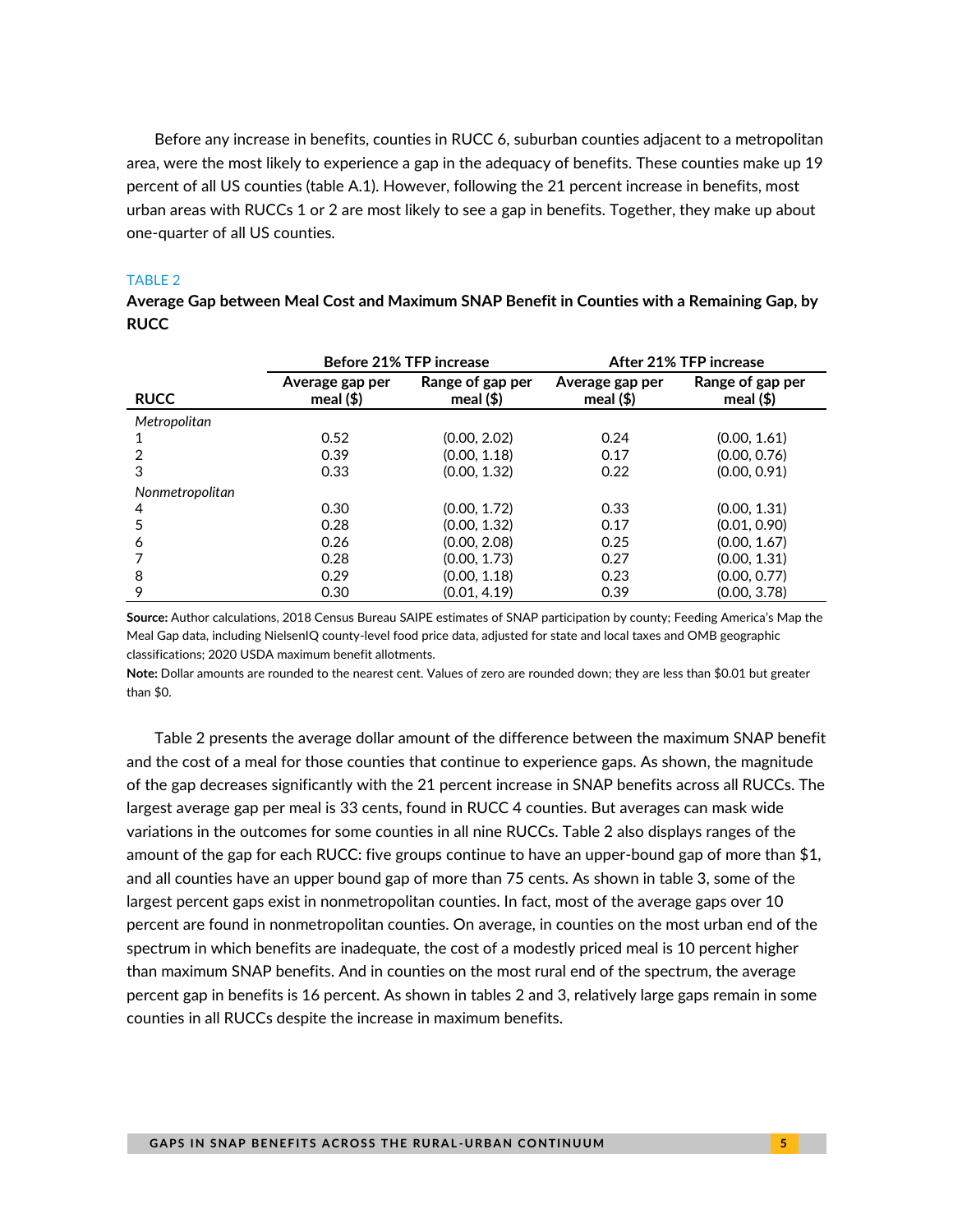Before any increase in benefits, counties in RUCC 6, suburban counties adjacent to a metropolitan area, were the most likely to experience a gap in the adequacy of benefits. These counties make up 19 percent of all US counties (table A.1). However, following the 21 percent increase in benefits, most urban areas with RUCCs 1 or 2 are most likely to see a gap in benefits. Together, they make up about one-quarter of all US counties.

TABLE 2

**Average Gap between Meal Cost and Maximum SNAP Benefit in Counties with a Remaining Gap, by RUCC**

| | Before 21% TFP increase | | After 21% TFP increase | |
|---|---|---|---|---|
| **RUCC** | **Average gap per meal ($)** | **Range of gap per meal ($)** | **Average gap per meal ($)** | **Range of gap per meal ($)** |
| *Metropolitan* | | | | |
| 1 | 0.52 | (0.00, 2.02) | 0.24 | (0.00, 1.61) |
| 2 | 0.39 | (0.00, 1.18) | 0.17 | (0.00, 0.76) |
| 3 | 0.33 | (0.00, 1.32) | 0.22 | (0.00, 0.91) |
| *Nonmetropolitan* | | | | |
| 4 | 0.30 | (0.00, 1.72) | 0.33 | (0.00, 1.31) |
| 5 | 0.28 | (0.00, 1.32) | 0.17 | (0.01, 0.90) |
| 6 | 0.26 | (0.00, 2.08) | 0.25 | (0.00, 1.67) |
| 7 | 0.28 | (0.00, 1.73) | 0.27 | (0.00, 1.31) |
| 8 | 0.29 | (0.00, 1.18) | 0.23 | (0.00, 0.77) |
| 9 | 0.30 | (0.01, 4.19) | 0.39 | (0.00, 3.78) |

**Source:** Author calculations, 2018 Census Bureau SAIPE estimates of SNAP participation by county; Feeding America's Map the Meal Gap data, including NielsenIQ county-level food price data, adjusted for state and local taxes and OMB geographic classifications; 2020 USDA maximum benefit allotments.

**Note:** Dollar amounts are rounded to the nearest cent. Values of zero are rounded down; they are less than $0.01 but greater than $0.

Table 2 presents the average dollar amount of the difference between the maximum SNAP benefit and the cost of a meal for those counties that continue to experience gaps. As shown, the magnitude of the gap decreases significantly with the 21 percent increase in SNAP benefits across all RUCCs. The largest average gap per meal is 33 cents, found in RUCC 4 counties. But averages can mask wide variations in the outcomes for some counties in all nine RUCCs. Table 2 also displays ranges of the amount of the gap for each RUCC: five groups continue to have an upper-bound gap of more than $1, and all counties have an upper bound gap of more than 75 cents. As shown in table 3, some of the largest percent gaps exist in nonmetropolitan counties. In fact, most of the average gaps over 10 percent are found in nonmetropolitan counties. On average, in counties on the most urban end of the spectrum in which benefits are inadequate, the cost of a modestly priced meal is 10 percent higher than maximum SNAP benefits. And in counties on the most rural end of the spectrum, the average percent gap in benefits is 16 percent. As shown in tables 2 and 3, relatively large gaps remain in some counties in all RUCCs despite the increase in maximum benefits.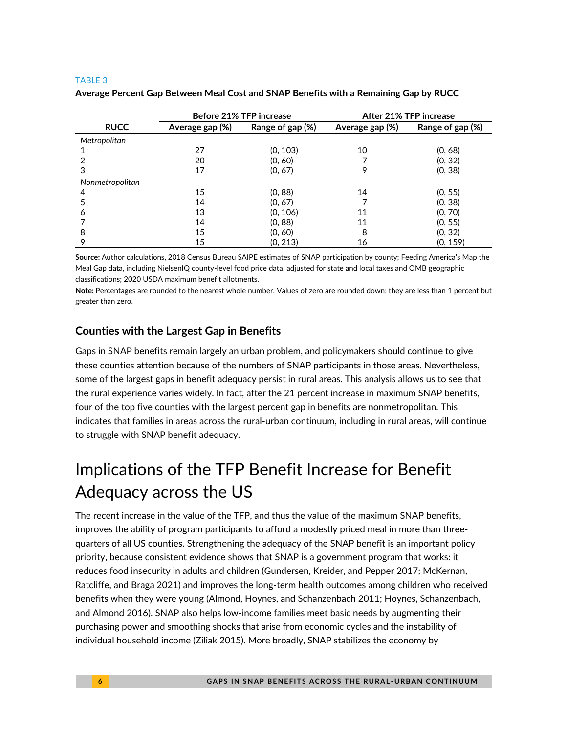TABLE 3

**Average Percent Gap Between Meal Cost and SNAP Benefits with a Remaining Gap by RUCC**

| RUCC | Before 21% TFP increase | | After 21% TFP increase | |
|---|---|---|---|---|
| | Average gap (%) | Range of gap (%) | Average gap (%) | Range of gap (%) |
| *Metropolitan* | | | | |
| 1 | 27 | (0, 103) | 10 | (0, 68) |
| 2 | 20 | (0, 60) | 7 | (0, 32) |
| 3 | 17 | (0, 67) | 9 | (0, 38) |
| *Nonmetropolitan* | | | | |
| 4 | 15 | (0, 88) | 14 | (0, 55) |
| 5 | 14 | (0, 67) | 7 | (0, 38) |
| 6 | 13 | (0, 106) | 11 | (0, 70) |
| 7 | 14 | (0, 88) | 11 | (0, 55) |
| 8 | 15 | (0, 60) | 8 | (0, 32) |
| 9 | 15 | (0, 213) | 16 | (0, 159) |

**Source:** Author calculations, 2018 Census Bureau SAIPE estimates of SNAP participation by county; Feeding America's Map the Meal Gap data, including NielsenIQ county-level food price data, adjusted for state and local taxes and OMB geographic classifications; 2020 USDA maximum benefit allotments.

**Note:** Percentages are rounded to the nearest whole number. Values of zero are rounded down; they are less than 1 percent but greater than zero.

### Counties with the Largest Gap in Benefits

Gaps in SNAP benefits remain largely an urban problem, and policymakers should continue to give these counties attention because of the numbers of SNAP participants in those areas. Nevertheless, some of the largest gaps in benefit adequacy persist in rural areas. This analysis allows us to see that the rural experience varies widely. In fact, after the 21 percent increase in maximum SNAP benefits, four of the top five counties with the largest percent gap in benefits are nonmetropolitan. This indicates that families in areas across the rural-urban continuum, including in rural areas, will continue to struggle with SNAP benefit adequacy.

# Implications of the TFP Benefit Increase for Benefit Adequacy across the US

The recent increase in the value of the TFP, and thus the value of the maximum SNAP benefits, improves the ability of program participants to afford a modestly priced meal in more than three-quarters of all US counties. Strengthening the adequacy of the SNAP benefit is an important policy priority, because consistent evidence shows that SNAP is a government program that works: it reduces food insecurity in adults and children (Gundersen, Kreider, and Pepper 2017; McKernan, Ratcliffe, and Braga 2021) and improves the long-term health outcomes among children who received benefits when they were young (Almond, Hoynes, and Schanzenbach 2011; Hoynes, Schanzenbach, and Almond 2016). SNAP also helps low-income families meet basic needs by augmenting their purchasing power and smoothing shocks that arise from economic cycles and the instability of individual household income (Ziliak 2015). More broadly, SNAP stabilizes the economy by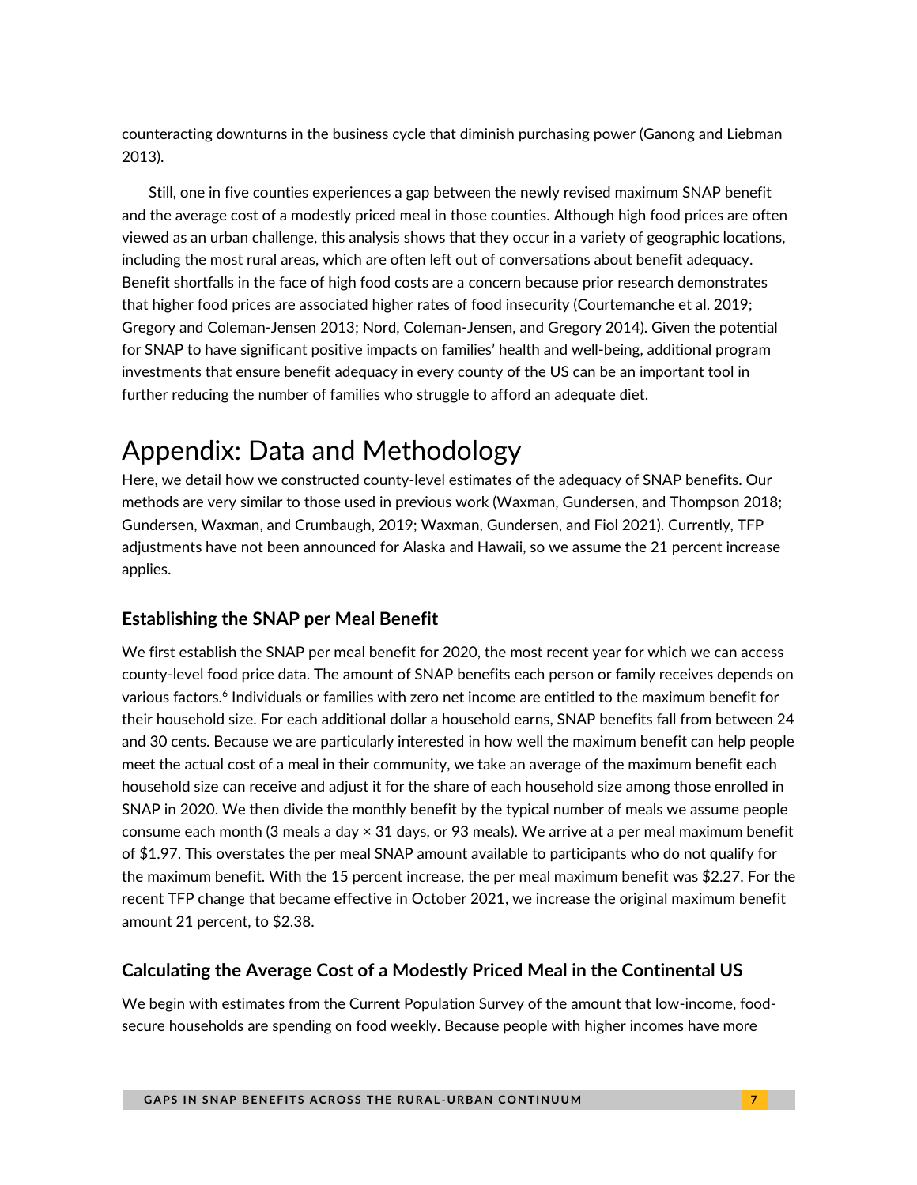counteracting downturns in the business cycle that diminish purchasing power (Ganong and Liebman 2013).

Still, one in five counties experiences a gap between the newly revised maximum SNAP benefit and the average cost of a modestly priced meal in those counties. Although high food prices are often viewed as an urban challenge, this analysis shows that they occur in a variety of geographic locations, including the most rural areas, which are often left out of conversations about benefit adequacy. Benefit shortfalls in the face of high food costs are a concern because prior research demonstrates that higher food prices are associated higher rates of food insecurity (Courtemanche et al. 2019; Gregory and Coleman-Jensen 2013; Nord, Coleman-Jensen, and Gregory 2014). Given the potential for SNAP to have significant positive impacts on families' health and well-being, additional program investments that ensure benefit adequacy in every county of the US can be an important tool in further reducing the number of families who struggle to afford an adequate diet.

# Appendix: Data and Methodology

Here, we detail how we constructed county-level estimates of the adequacy of SNAP benefits. Our methods are very similar to those used in previous work (Waxman, Gundersen, and Thompson 2018; Gundersen, Waxman, and Crumbaugh, 2019; Waxman, Gundersen, and Fiol 2021). Currently, TFP adjustments have not been announced for Alaska and Hawaii, so we assume the 21 percent increase applies.

### Establishing the SNAP per Meal Benefit

We first establish the SNAP per meal benefit for 2020, the most recent year for which we can access county-level food price data. The amount of SNAP benefits each person or family receives depends on various factors.[6] Individuals or families with zero net income are entitled to the maximum benefit for their household size. For each additional dollar a household earns, SNAP benefits fall from between 24 and 30 cents. Because we are particularly interested in how well the maximum benefit can help people meet the actual cost of a meal in their community, we take an average of the maximum benefit each household size can receive and adjust it for the share of each household size among those enrolled in SNAP in 2020. We then divide the monthly benefit by the typical number of meals we assume people consume each month (3 meals a day × 31 days, or 93 meals). We arrive at a per meal maximum benefit of $1.97. This overstates the per meal SNAP amount available to participants who do not qualify for the maximum benefit. With the 15 percent increase, the per meal maximum benefit was $2.27. For the recent TFP change that became effective in October 2021, we increase the original maximum benefit amount 21 percent, to $2.38.

### Calculating the Average Cost of a Modestly Priced Meal in the Continental US

We begin with estimates from the Current Population Survey of the amount that low-income, food-secure households are spending on food weekly. Because people with higher incomes have more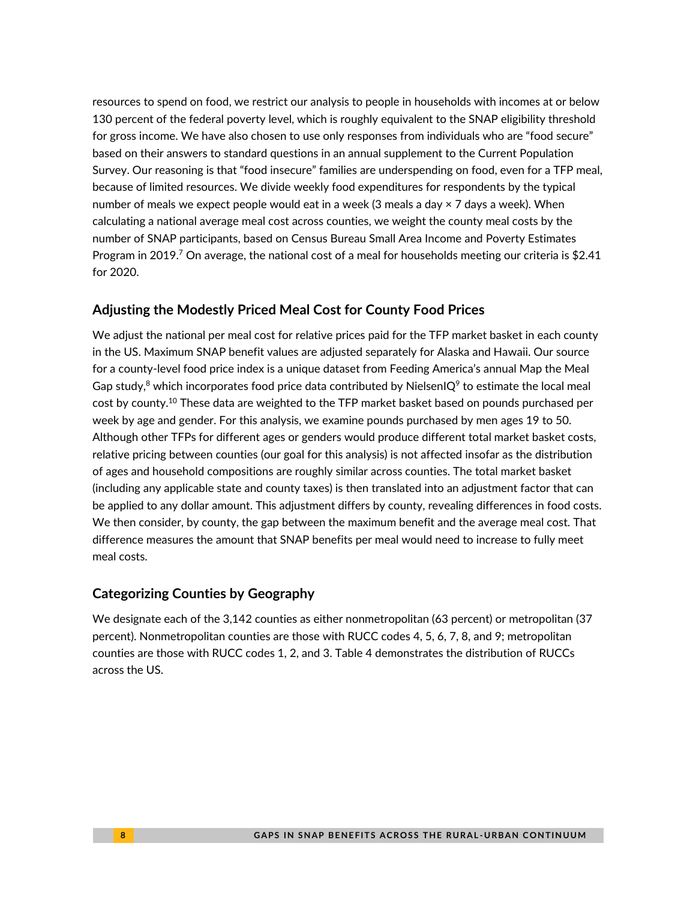resources to spend on food, we restrict our analysis to people in households with incomes at or below 130 percent of the federal poverty level, which is roughly equivalent to the SNAP eligibility threshold for gross income. We have also chosen to use only responses from individuals who are "food secure" based on their answers to standard questions in an annual supplement to the Current Population Survey. Our reasoning is that "food insecure" families are underspending on food, even for a TFP meal, because of limited resources. We divide weekly food expenditures for respondents by the typical number of meals we expect people would eat in a week (3 meals a day × 7 days a week). When calculating a national average meal cost across counties, we weight the county meal costs by the number of SNAP participants, based on Census Bureau Small Area Income and Poverty Estimates Program in 2019.[7] On average, the national cost of a meal for households meeting our criteria is $2.41 for 2020.

## Adjusting the Modestly Priced Meal Cost for County Food Prices

We adjust the national per meal cost for relative prices paid for the TFP market basket in each county in the US. Maximum SNAP benefit values are adjusted separately for Alaska and Hawaii. Our source for a county-level food price index is a unique dataset from Feeding America's annual Map the Meal Gap study,[8] which incorporates food price data contributed by NielsenIQ[9] to estimate the local meal cost by county.[10] These data are weighted to the TFP market basket based on pounds purchased per week by age and gender. For this analysis, we examine pounds purchased by men ages 19 to 50. Although other TFPs for different ages or genders would produce different total market basket costs, relative pricing between counties (our goal for this analysis) is not affected insofar as the distribution of ages and household compositions are roughly similar across counties. The total market basket (including any applicable state and county taxes) is then translated into an adjustment factor that can be applied to any dollar amount. This adjustment differs by county, revealing differences in food costs. We then consider, by county, the gap between the maximum benefit and the average meal cost. That difference measures the amount that SNAP benefits per meal would need to increase to fully meet meal costs.

## Categorizing Counties by Geography

We designate each of the 3,142 counties as either nonmetropolitan (63 percent) or metropolitan (37 percent). Nonmetropolitan counties are those with RUCC codes 4, 5, 6, 7, 8, and 9; metropolitan counties are those with RUCC codes 1, 2, and 3. Table 4 demonstrates the distribution of RUCCs across the US.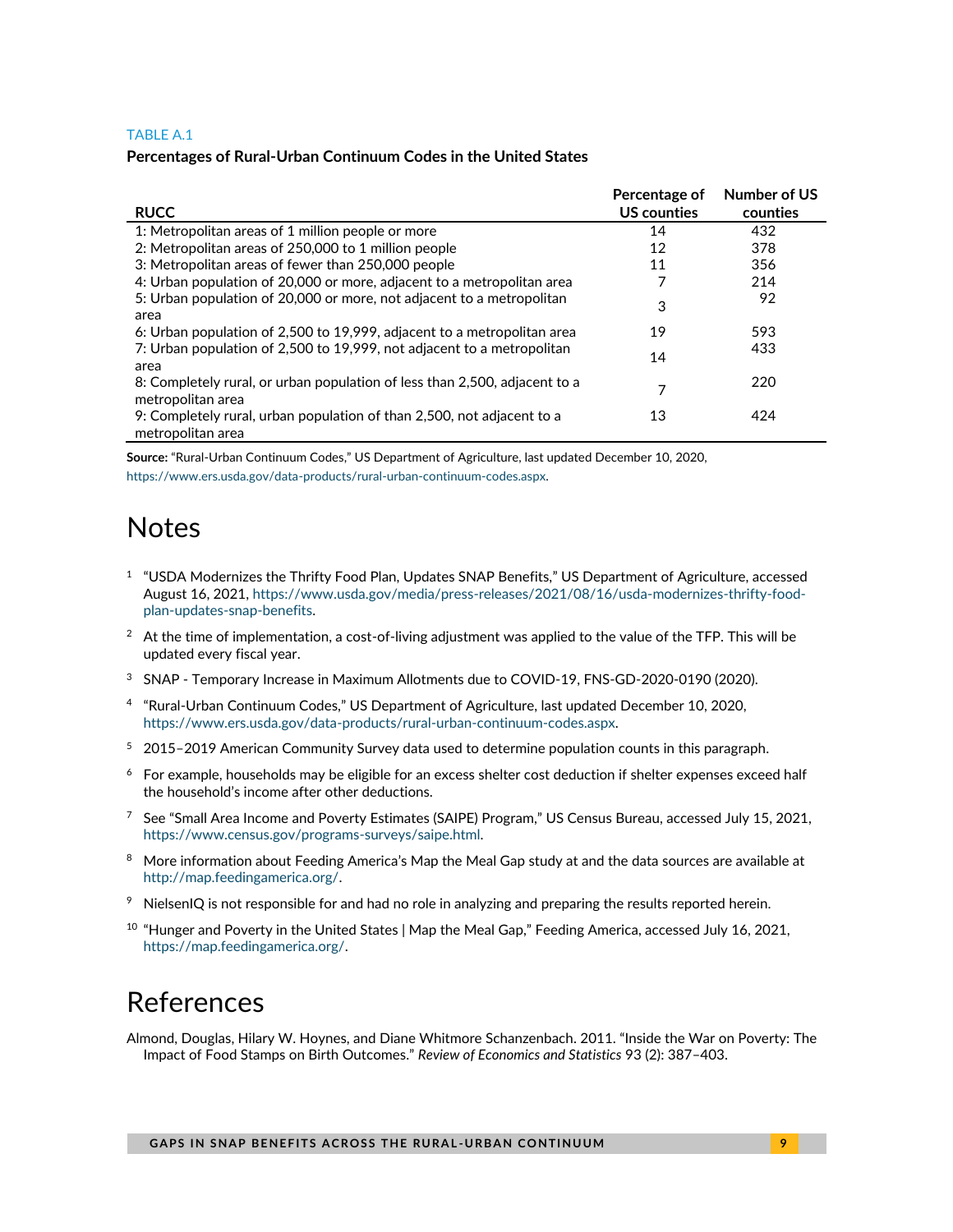TABLE A.1

**Percentages of Rural-Urban Continuum Codes in the United States**

| RUCC | Percentage of US counties | Number of US counties |
|---|---|---|
| 1: Metropolitan areas of 1 million people or more | 14 | 432 |
| 2: Metropolitan areas of 250,000 to 1 million people | 12 | 378 |
| 3: Metropolitan areas of fewer than 250,000 people | 11 | 356 |
| 4: Urban population of 20,000 or more, adjacent to a metropolitan area | 7 | 214 |
| 5: Urban population of 20,000 or more, not adjacent to a metropolitan area | 3 | 92 |
| 6: Urban population of 2,500 to 19,999, adjacent to a metropolitan area | 19 | 593 |
| 7: Urban population of 2,500 to 19,999, not adjacent to a metropolitan area | 14 | 433 |
| 8: Completely rural, or urban population of less than 2,500, adjacent to a metropolitan area | 7 | 220 |
| 9: Completely rural, urban population of than 2,500, not adjacent to a metropolitan area | 13 | 424 |

**Source:** "Rural-Urban Continuum Codes," US Department of Agriculture, last updated December 10, 2020, https://www.ers.usda.gov/data-products/rural-urban-continuum-codes.aspx.

# Notes

1. "USDA Modernizes the Thrifty Food Plan, Updates SNAP Benefits," US Department of Agriculture, accessed August 16, 2021, https://www.usda.gov/media/press-releases/2021/08/16/usda-modernizes-thrifty-food-plan-updates-snap-benefits.
2. At the time of implementation, a cost-of-living adjustment was applied to the value of the TFP. This will be updated every fiscal year.
3. SNAP - Temporary Increase in Maximum Allotments due to COVID-19, FNS-GD-2020-0190 (2020).
4. "Rural-Urban Continuum Codes," US Department of Agriculture, last updated December 10, 2020, https://www.ers.usda.gov/data-products/rural-urban-continuum-codes.aspx.
5. 2015–2019 American Community Survey data used to determine population counts in this paragraph.
6. For example, households may be eligible for an excess shelter cost deduction if shelter expenses exceed half the household's income after other deductions.
7. See "Small Area Income and Poverty Estimates (SAIPE) Program," US Census Bureau, accessed July 15, 2021, https://www.census.gov/programs-surveys/saipe.html.
8. More information about Feeding America's Map the Meal Gap study at and the data sources are available at http://map.feedingamerica.org/.
9. NielsenIQ is not responsible for and had no role in analyzing and preparing the results reported herein.
10. "Hunger and Poverty in the United States | Map the Meal Gap," Feeding America, accessed July 16, 2021, https://map.feedingamerica.org/.

# References

Almond, Douglas, Hilary W. Hoynes, and Diane Whitmore Schanzenbach. 2011. "Inside the War on Poverty: The Impact of Food Stamps on Birth Outcomes." *Review of Economics and Statistics* 93 (2): 387–403.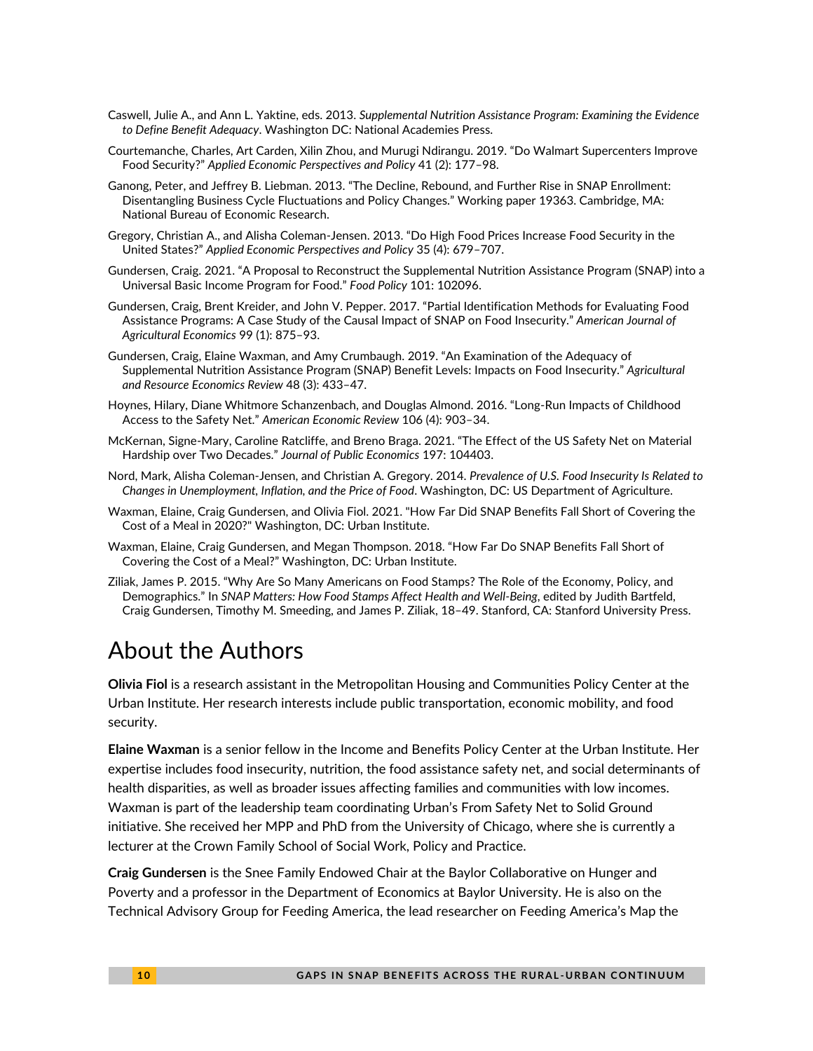Caswell, Julie A., and Ann L. Yaktine, eds. 2013. *Supplemental Nutrition Assistance Program: Examining the Evidence to Define Benefit Adequacy*. Washington DC: National Academies Press.

Courtemanche, Charles, Art Carden, Xilin Zhou, and Murugi Ndirangu. 2019. "Do Walmart Supercenters Improve Food Security?" *Applied Economic Perspectives and Policy* 41 (2): 177–98.

Ganong, Peter, and Jeffrey B. Liebman. 2013. "The Decline, Rebound, and Further Rise in SNAP Enrollment: Disentangling Business Cycle Fluctuations and Policy Changes." Working paper 19363. Cambridge, MA: National Bureau of Economic Research.

Gregory, Christian A., and Alisha Coleman-Jensen. 2013. "Do High Food Prices Increase Food Security in the United States?" *Applied Economic Perspectives and Policy* 35 (4): 679–707.

Gundersen, Craig. 2021. "A Proposal to Reconstruct the Supplemental Nutrition Assistance Program (SNAP) into a Universal Basic Income Program for Food." *Food Policy* 101: 102096.

Gundersen, Craig, Brent Kreider, and John V. Pepper. 2017. "Partial Identification Methods for Evaluating Food Assistance Programs: A Case Study of the Causal Impact of SNAP on Food Insecurity." *American Journal of Agricultural Economics* 99 (1): 875–93.

Gundersen, Craig, Elaine Waxman, and Amy Crumbaugh. 2019. "An Examination of the Adequacy of Supplemental Nutrition Assistance Program (SNAP) Benefit Levels: Impacts on Food Insecurity." *Agricultural and Resource Economics Review* 48 (3): 433–47.

Hoynes, Hilary, Diane Whitmore Schanzenbach, and Douglas Almond. 2016. "Long-Run Impacts of Childhood Access to the Safety Net." *American Economic Review* 106 (4): 903–34.

McKernan, Signe-Mary, Caroline Ratcliffe, and Breno Braga. 2021. "The Effect of the US Safety Net on Material Hardship over Two Decades." *Journal of Public Economics* 197: 104403.

Nord, Mark, Alisha Coleman-Jensen, and Christian A. Gregory. 2014. *Prevalence of U.S. Food Insecurity Is Related to Changes in Unemployment, Inflation, and the Price of Food*. Washington, DC: US Department of Agriculture.

Waxman, Elaine, Craig Gundersen, and Olivia Fiol. 2021. "How Far Did SNAP Benefits Fall Short of Covering the Cost of a Meal in 2020?" Washington, DC: Urban Institute.

Waxman, Elaine, Craig Gundersen, and Megan Thompson. 2018. "How Far Do SNAP Benefits Fall Short of Covering the Cost of a Meal?" Washington, DC: Urban Institute.

Ziliak, James P. 2015. "Why Are So Many Americans on Food Stamps? The Role of the Economy, Policy, and Demographics." In *SNAP Matters: How Food Stamps Affect Health and Well-Being*, edited by Judith Bartfeld, Craig Gundersen, Timothy M. Smeeding, and James P. Ziliak, 18–49. Stanford, CA: Stanford University Press.

# About the Authors

**Olivia Fiol** is a research assistant in the Metropolitan Housing and Communities Policy Center at the Urban Institute. Her research interests include public transportation, economic mobility, and food security.

**Elaine Waxman** is a senior fellow in the Income and Benefits Policy Center at the Urban Institute. Her expertise includes food insecurity, nutrition, the food assistance safety net, and social determinants of health disparities, as well as broader issues affecting families and communities with low incomes. Waxman is part of the leadership team coordinating Urban's From Safety Net to Solid Ground initiative. She received her MPP and PhD from the University of Chicago, where she is currently a lecturer at the Crown Family School of Social Work, Policy and Practice.

**Craig Gundersen** is the Snee Family Endowed Chair at the Baylor Collaborative on Hunger and Poverty and a professor in the Department of Economics at Baylor University. He is also on the Technical Advisory Group for Feeding America, the lead researcher on Feeding America's Map the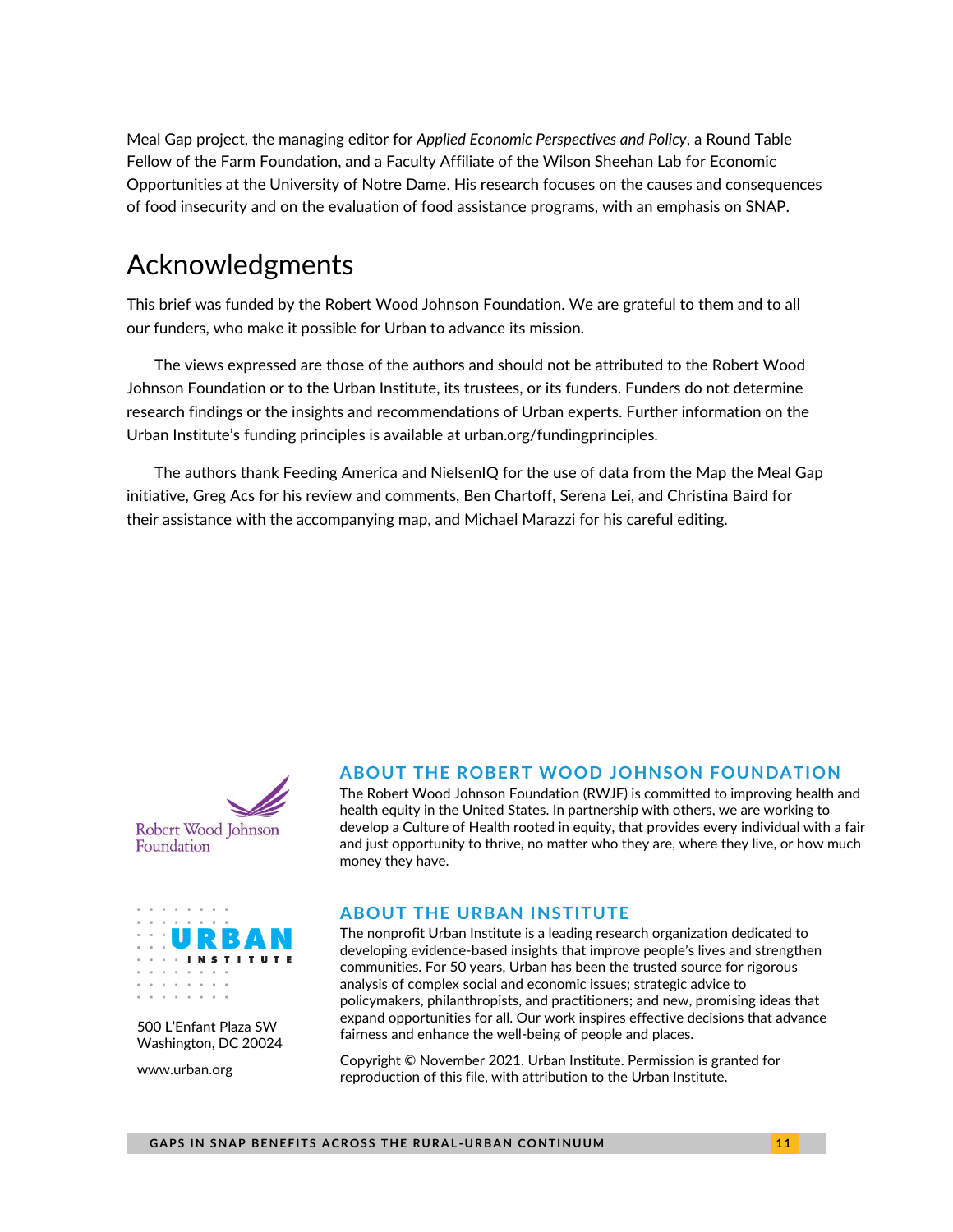Meal Gap project, the managing editor for *Applied Economic Perspectives and Policy*, a Round Table Fellow of the Farm Foundation, and a Faculty Affiliate of the Wilson Sheehan Lab for Economic Opportunities at the University of Notre Dame. His research focuses on the causes and consequences of food insecurity and on the evaluation of food assistance programs, with an emphasis on SNAP.

# Acknowledgments

This brief was funded by the Robert Wood Johnson Foundation. We are grateful to them and to all our funders, who make it possible for Urban to advance its mission.

The views expressed are those of the authors and should not be attributed to the Robert Wood Johnson Foundation or to the Urban Institute, its trustees, or its funders. Funders do not determine research findings or the insights and recommendations of Urban experts. Further information on the Urban Institute's funding principles is available at urban.org/fundingprinciples.

The authors thank Feeding America and NielsenIQ for the use of data from the Map the Meal Gap initiative, Greg Acs for his review and comments, Ben Chartoff, Serena Lei, and Christina Baird for their assistance with the accompanying map, and Michael Marazzi for his careful editing.

Robert Wood Johnson Foundation

## ABOUT THE ROBERT WOOD JOHNSON FOUNDATION

The Robert Wood Johnson Foundation (RWJF) is committed to improving health and health equity in the United States. In partnership with others, we are working to develop a Culture of Health rooted in equity, that provides every individual with a fair and just opportunity to thrive, no matter who they are, where they live, or how much money they have.

URBAN INSTITUTE

500 L'Enfant Plaza SW
Washington, DC 20024

www.urban.org

## ABOUT THE URBAN INSTITUTE

The nonprofit Urban Institute is a leading research organization dedicated to developing evidence-based insights that improve people's lives and strengthen communities. For 50 years, Urban has been the trusted source for rigorous analysis of complex social and economic issues; strategic advice to policymakers, philanthropists, and practitioners; and new, promising ideas that expand opportunities for all. Our work inspires effective decisions that advance fairness and enhance the well-being of people and places.

Copyright © November 2021. Urban Institute. Permission is granted for reproduction of this file, with attribution to the Urban Institute.